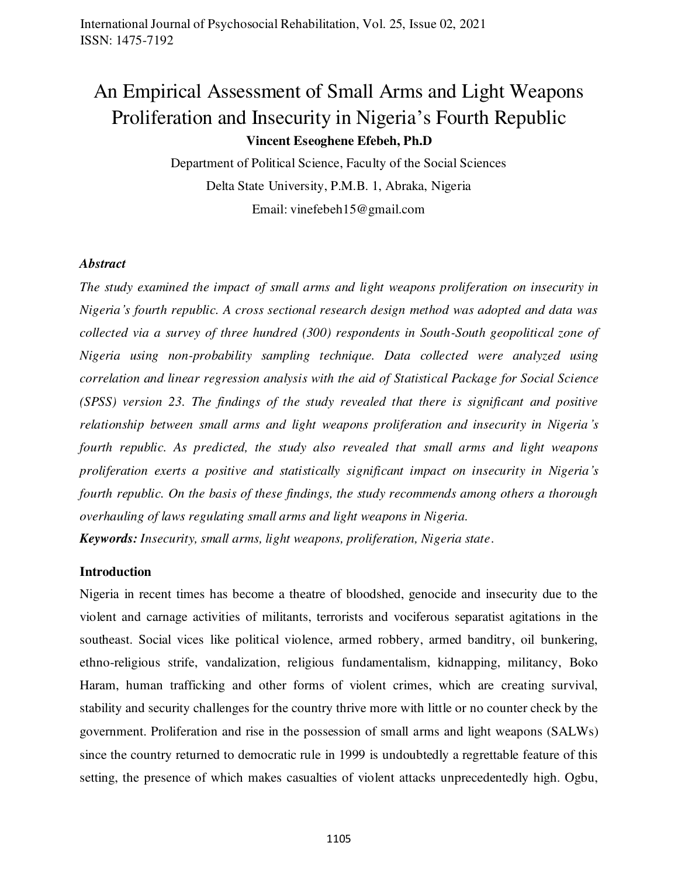# An Empirical Assessment of Small Arms and Light Weapons Proliferation and Insecurity in Nigeria's Fourth Republic

**Vincent Eseoghene Efebeh, Ph.D**

Department of Political Science, Faculty of the Social Sciences

Delta State University, P.M.B. 1, Abraka, Nigeria

Email: vinefebeh15@gmail.com

### *Abstract*

*The study examined the impact of small arms and light weapons proliferation on insecurity in Nigeria's fourth republic. A cross sectional research design method was adopted and data was collected via a survey of three hundred (300) respondents in South-South geopolitical zone of Nigeria using non-probability sampling technique. Data collected were analyzed using correlation and linear regression analysis with the aid of Statistical Package for Social Science (SPSS) version 23. The findings of the study revealed that there is significant and positive relationship between small arms and light weapons proliferation and insecurity in Nigeria's fourth republic. As predicted, the study also revealed that small arms and light weapons proliferation exerts a positive and statistically significant impact on insecurity in Nigeria's fourth republic. On the basis of these findings, the study recommends among others a thorough overhauling of laws regulating small arms and light weapons in Nigeria.*

**Keywords:** *Insecurity, small arms, light weapons, proliferation, Nigeria state.*

## Introduction

Nigeria in recent times has become a theatre of bloodshed, genocide and insecurity due to the violent and carnage activities of militants, terrorists and vociferous separatist agitations in the southeast. Social vices like political violence, armed robbery, armed banditry, oil bunkering, ethno-religious strife, vandalization, religious fundamentalism, kidnapping, militancy, Boko Haram, human trafficking and other forms of violent crimes, which are creating survival, stability and security challenges for the country thrive more with little or no counter check by the government. Proliferation and rise in the possession of small arms and light weapons (SALWs) since the country returned to democratic rule in 1999 is undoubtedly a regrettable feature of this setting, the presence of which makes casualties of violent attacks unprecedentedly high. Ogbu,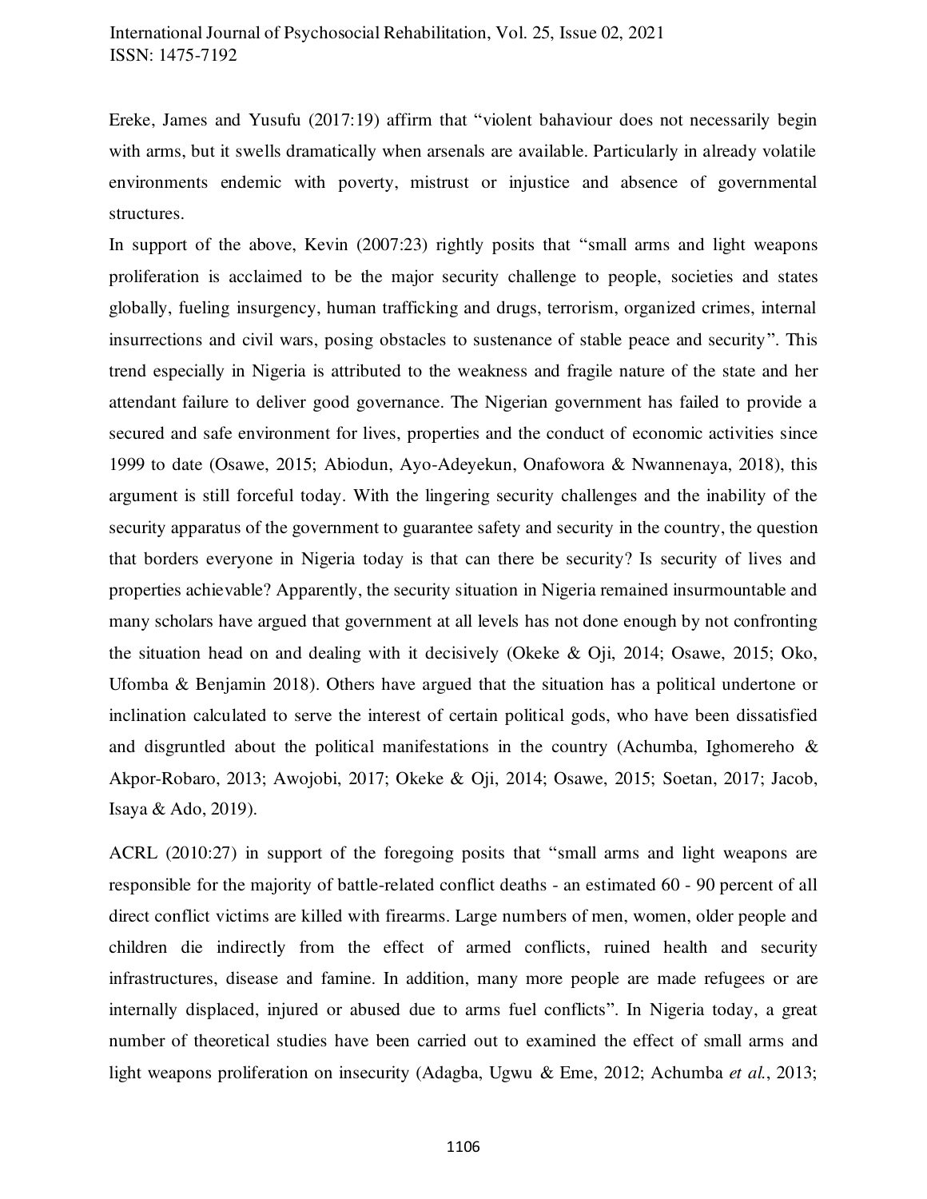Ereke, James and Yusufu (2017:19) affirm that "violent bahaviour does not necessarily begin with arms, but it swells dramatically when arsenals are available. Particularly in already volatile environments endemic with poverty, mistrust or injustice and absence of governmental structures.

In support of the above, Kevin (2007:23) rightly posits that "small arms and light weapons proliferation is acclaimed to be the major security challenge to people, societies and states globally, fueling insurgency, human trafficking and drugs, terrorism, organized crimes, internal insurrections and civil wars, posing obstacles to sustenance of stable peace and security". This trend especially in Nigeria is attributed to the weakness and fragile nature of the state and her attendant failure to deliver good governance. The Nigerian government has failed to provide a secured and safe environment for lives, properties and the conduct of economic activities since 1999 to date (Osawe, 2015; Abiodun, Ayo-Adeyekun, Onafowora & Nwannenaya, 2018), this argument is still forceful today. With the lingering security challenges and the inability of the security apparatus of the government to guarantee safety and security in the country, the question that borders everyone in Nigeria today is that can there be security? Is security of lives and properties achievable? Apparently, the security situation in Nigeria remained insurmountable and many scholars have argued that government at all levels has not done enough by not confronting the situation head on and dealing with it decisively (Okeke & Oji, 2014; Osawe, 2015; Oko, Ufomba & Benjamin 2018). Others have argued that the situation has a political undertone or inclination calculated to serve the interest of certain political gods, who have been dissatisfied and disgruntled about the political manifestations in the country (Achumba, Ighomereho & Akpor-Robaro, 2013; Awojobi, 2017; Okeke & Oji, 2014; Osawe, 2015; Soetan, 2017; Jacob, Isaya & Ado, 2019).

ACRL (2010:27) in support of the foregoing posits that "small arms and light weapons are responsible for the majority of battle-related conflict deaths - an estimated 60 - 90 percent of all direct conflict victims are killed with firearms. Large numbers of men, women, older people and children die indirectly from the effect of armed conflicts, ruined health and security infrastructures, disease and famine. In addition, many more people are made refugees or are internally displaced, injured or abused due to arms fuel conflicts". In Nigeria today, a great number of theoretical studies have been carried out to examined the effect of small arms and light weapons proliferation on insecurity (Adagba, Ugwu & Eme, 2012; Achumba *et al.*, 2013;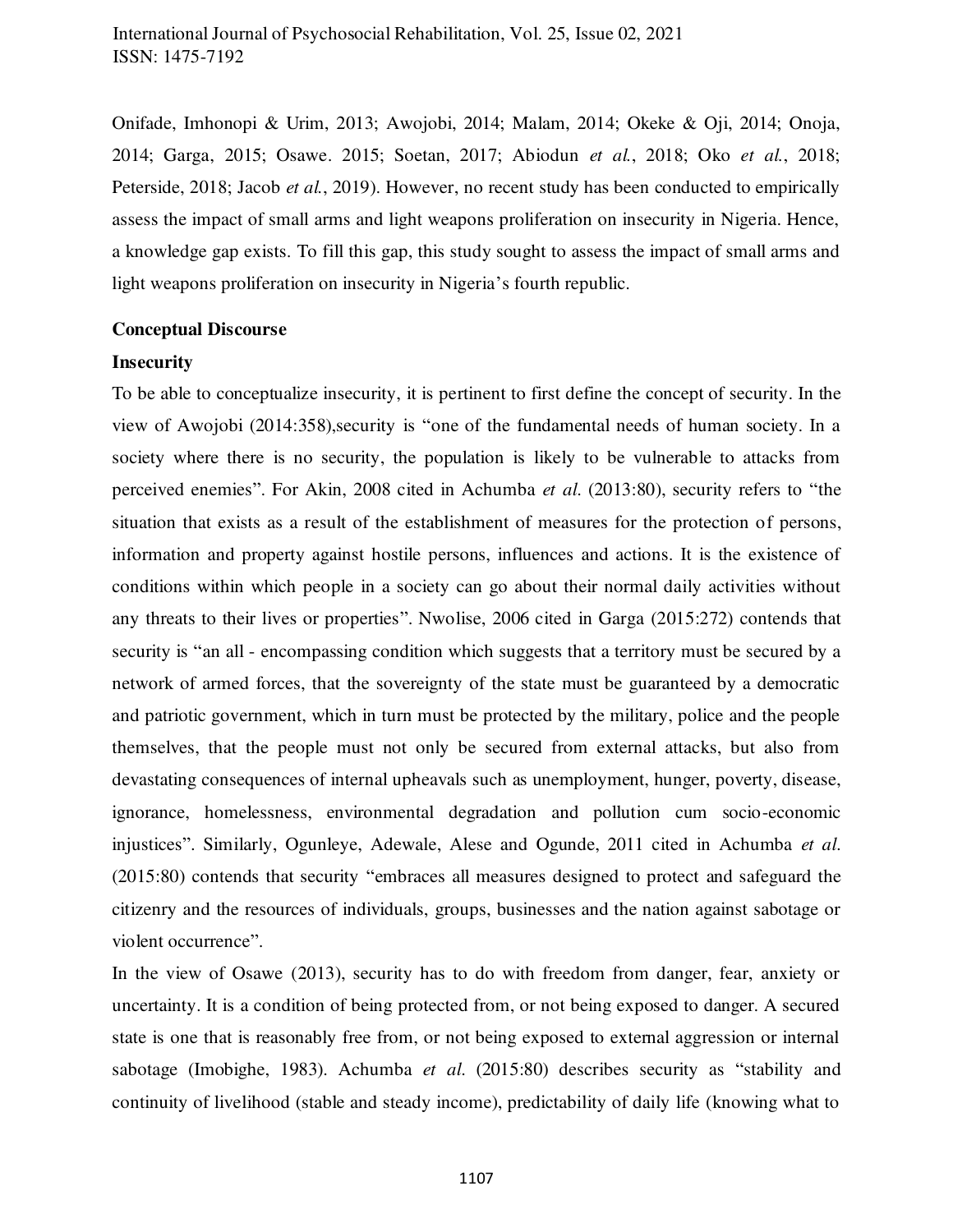Onifade, Imhonopi & Urim, 2013; Awojobi, 2014; Malam, 2014; Okeke & Oji, 2014; Onoja, 2014; Garga, 2015; Osawe. 2015; Soetan, 2017; Abiodun *et al.*, 2018; Oko *et al.*, 2018; Peterside, 2018; Jacob *et al.*, 2019). However, no recent study has been conducted to empirically assess the impact of small arms and light weapons proliferation on insecurity in Nigeria. Hence, a knowledge gap exists. To fill this gap, this study sought to assess the impact of small arms and light weapons proliferation on insecurity in Nigeria's fourth republic.

## Conceptual Discourse

### Insecurity

To be able to conceptualize insecurity, it is pertinent to first define the concept of security. In the view of Awojobi (2014:358),security is "one of the fundamental needs of human society. In a society where there is no security, the population is likely to be vulnerable to attacks from perceived enemies". For Akin, 2008 cited in Achumba *et al.* (2013:80), security refers to "the situation that exists as a result of the establishment of measures for the protection of persons, information and property against hostile persons, influences and actions. It is the existence of conditions within which people in a society can go about their normal daily activities without any threats to their lives or properties". Nwolise, 2006 cited in Garga (2015:272) contends that security is "an all - encompassing condition which suggests that a territory must be secured by a network of armed forces, that the sovereignty of the state must be guaranteed by a democratic and patriotic government, which in turn must be protected by the military, police and the people themselves, that the people must not only be secured from external attacks, but also from devastating consequences of internal upheavals such as unemployment, hunger, poverty, disease, ignorance, homelessness, environmental degradation and pollution cum socio-economic injustices". Similarly, Ogunleye, Adewale, Alese and Ogunde, 2011 cited in Achumba *et al.* (2015:80) contends that security "embraces all measures designed to protect and safeguard the citizenry and the resources of individuals, groups, businesses and the nation against sabotage or violent occurrence".

In the view of Osawe (2013), security has to do with freedom from danger, fear, anxiety or uncertainty. It is a condition of being protected from, or not being exposed to danger. A secured state is one that is reasonably free from, or not being exposed to external aggression or internal sabotage (Imobighe, 1983). Achumba *et al.* (2015:80) describes security as "stability and continuity of livelihood (stable and steady income), predictability of daily life (knowing what to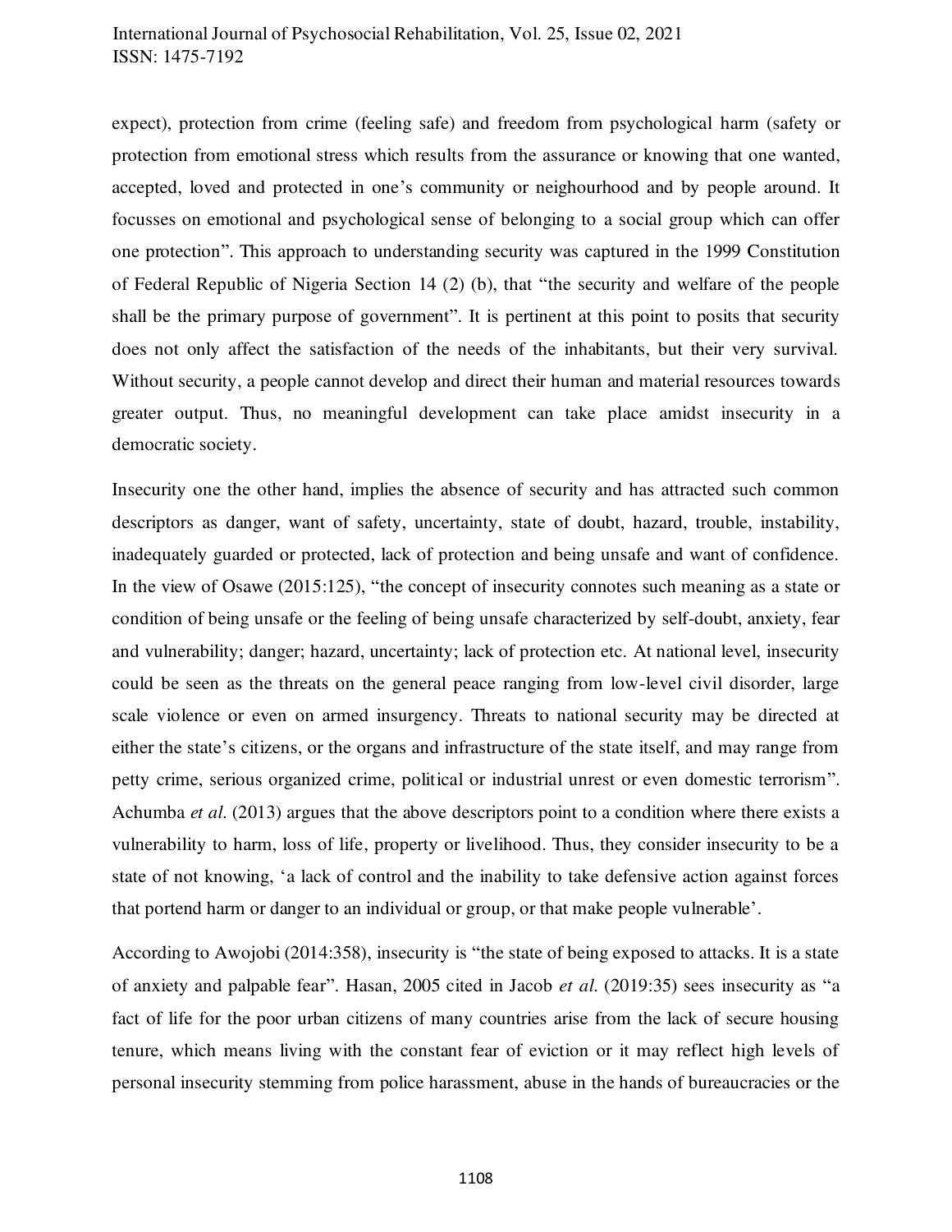expect), protection from crime (feeling safe) and freedom from psychological harm (safety or protection from emotional stress which results from the assurance or knowing that one wanted, accepted, loved and protected in one's community or neighourhood and by people around. It focusses on emotional and psychological sense of belonging to a social group which can offer one protection". This approach to understanding security was captured in the 1999 Constitution of Federal Republic of Nigeria Section 14 (2) (b), that "the security and welfare of the people shall be the primary purpose of government". It is pertinent at this point to posits that security does not only affect the satisfaction of the needs of the inhabitants, but their very survival. Without security, a people cannot develop and direct their human and material resources towards greater output. Thus, no meaningful development can take place amidst insecurity in a democratic society.

Insecurity one the other hand, implies the absence of security and has attracted such common descriptors as danger, want of safety, uncertainty, state of doubt, hazard, trouble, instability, inadequately guarded or protected, lack of protection and being unsafe and want of confidence. In the view of Osawe (2015:125), "the concept of insecurity connotes such meaning as a state or condition of being unsafe or the feeling of being unsafe characterized by self-doubt, anxiety, fear and vulnerability; danger; hazard, uncertainty; lack of protection etc. At national level, insecurity could be seen as the threats on the general peace ranging from low-level civil disorder, large scale violence or even on armed insurgency. Threats to national security may be directed at either the state's citizens, or the organs and infrastructure of the state itself, and may range from petty crime, serious organized crime, political or industrial unrest or even domestic terrorism". Achumba *et al.* (2013) argues that the above descriptors point to a condition where there exists a vulnerability to harm, loss of life, property or livelihood. Thus, they consider insecurity to be a state of not knowing, 'a lack of control and the inability to take defensive action against forces that portend harm or danger to an individual or group, or that make people vulnerable'.

According to Awojobi (2014:358), insecurity is "the state of being exposed to attacks. It is a state of anxiety and palpable fear". Hasan, 2005 cited in Jacob *et al.* (2019:35) sees insecurity as "a fact of life for the poor urban citizens of many countries arise from the lack of secure housing tenure, which means living with the constant fear of eviction or it may reflect high levels of personal insecurity stemming from police harassment, abuse in the hands of bureaucracies or the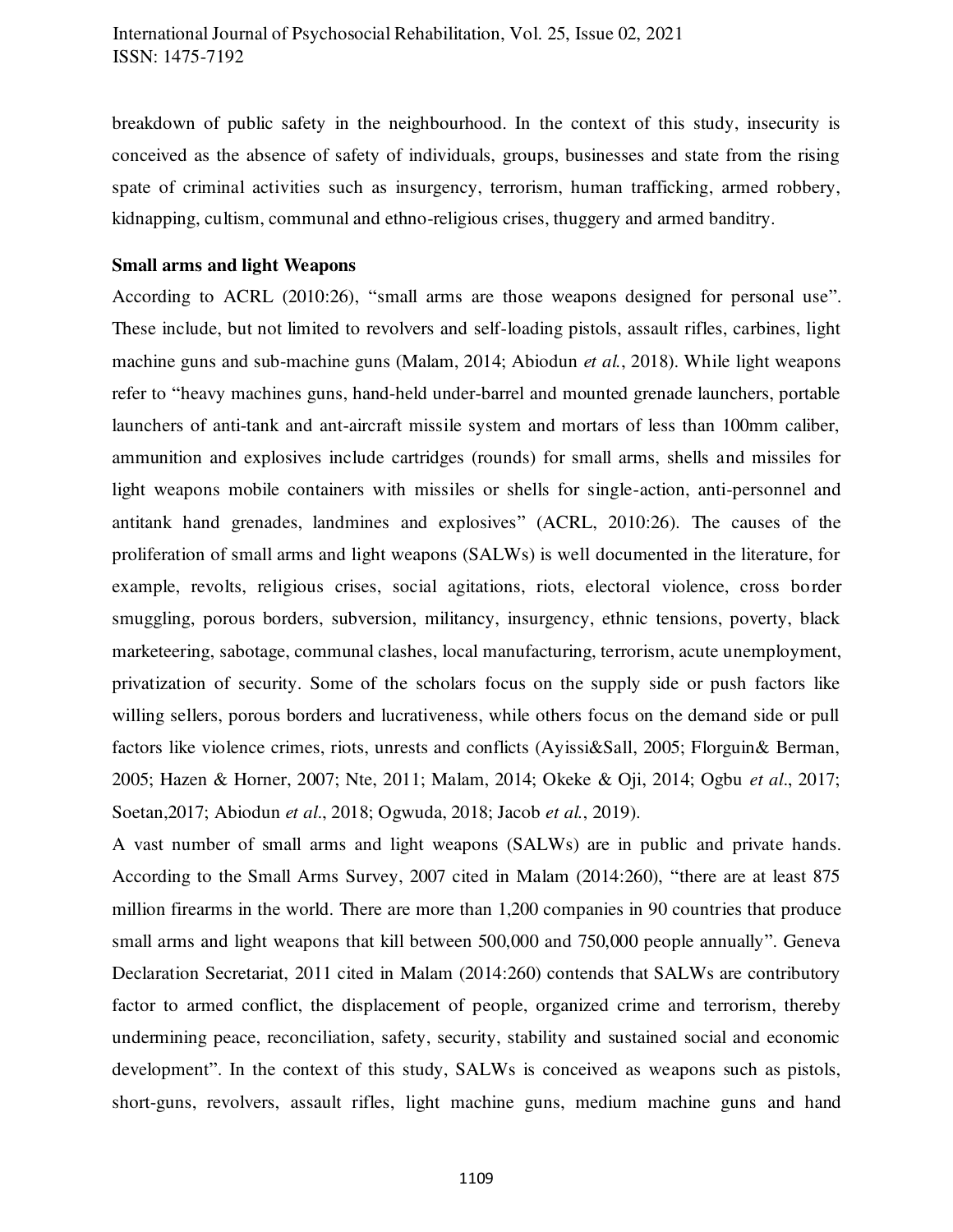breakdown of public safety in the neighbourhood. In the context of this study, insecurity is conceived as the absence of safety of individuals, groups, businesses and state from the rising spate of criminal activities such as insurgency, terrorism, human trafficking, armed robbery, kidnapping, cultism, communal and ethno-religious crises, thuggery and armed banditry.

**Small arms and light Weapons**

According to ACRL (2010:26), "small arms are those weapons designed for personal use". These include, but not limited to revolvers and self-loading pistols, assault rifles, carbines, light machine guns and sub-machine guns (Malam, 2014; Abiodun *et al.*, 2018). While light weapons refer to "heavy machines guns, hand-held under-barrel and mounted grenade launchers, portable launchers of anti-tank and ant-aircraft missile system and mortars of less than 100mm caliber, ammunition and explosives include cartridges (rounds) for small arms, shells and missiles for light weapons mobile containers with missiles or shells for single-action, anti-personnel and antitank hand grenades, landmines and explosives" (ACRL, 2010:26). The causes of the proliferation of small arms and light weapons (SALWs) is well documented in the literature, for example, revolts, religious crises, social agitations, riots, electoral violence, cross border smuggling, porous borders, subversion, militancy, insurgency, ethnic tensions, poverty, black marketeering, sabotage, communal clashes, local manufacturing, terrorism, acute unemployment, privatization of security. Some of the scholars focus on the supply side or push factors like willing sellers, porous borders and lucrativeness, while others focus on the demand side or pull factors like violence crimes, riots, unrests and conflicts (Ayissi&Sall, 2005; Florguin& Berman, 2005; Hazen & Horner, 2007; Nte, 2011; Malam, 2014; Okeke & Oji, 2014; Ogbu *et al*., 2017; Soetan,2017; Abiodun *et al*., 2018; Ogwuda, 2018; Jacob *et al.*, 2019).

A vast number of small arms and light weapons (SALWs) are in public and private hands. According to the Small Arms Survey, 2007 cited in Malam (2014:260), "there are at least 875 million firearms in the world. There are more than 1,200 companies in 90 countries that produce small arms and light weapons that kill between 500,000 and 750,000 people annually". Geneva Declaration Secretariat, 2011 cited in Malam (2014:260) contends that SALWs are contributory factor to armed conflict, the displacement of people, organized crime and terrorism, thereby undermining peace, reconciliation, safety, security, stability and sustained social and economic development". In the context of this study, SALWs is conceived as weapons such as pistols, short-guns, revolvers, assault rifles, light machine guns, medium machine guns and hand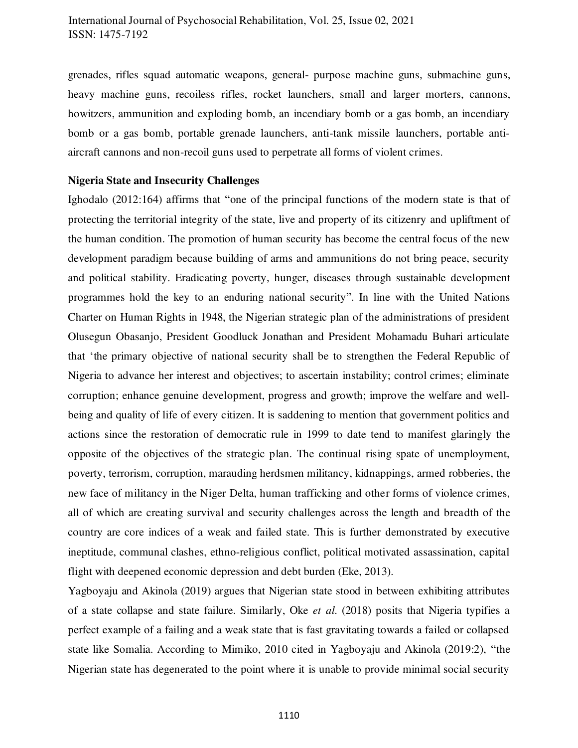grenades, rifles squad automatic weapons, general- purpose machine guns, submachine guns, heavy machine guns, recoiless rifles, rocket launchers, small and larger morters, cannons, howitzers, ammunition and exploding bomb, an incendiary bomb or a gas bomb, an incendiary bomb or a gas bomb, portable grenade launchers, anti-tank missile launchers, portable anti-aircraft cannons and non-recoil guns used to perpetrate all forms of violent crimes.

**Nigeria State and Insecurity Challenges**

Ighodalo (2012:164) affirms that "one of the principal functions of the modern state is that of protecting the territorial integrity of the state, live and property of its citizenry and upliftment of the human condition. The promotion of human security has become the central focus of the new development paradigm because building of arms and ammunitions do not bring peace, security and political stability. Eradicating poverty, hunger, diseases through sustainable development programmes hold the key to an enduring national security". In line with the United Nations Charter on Human Rights in 1948, the Nigerian strategic plan of the administrations of president Olusegun Obasanjo, President Goodluck Jonathan and President Mohamadu Buhari articulate that 'the primary objective of national security shall be to strengthen the Federal Republic of Nigeria to advance her interest and objectives; to ascertain instability; control crimes; eliminate corruption; enhance genuine development, progress and growth; improve the welfare and well-being and quality of life of every citizen. It is saddening to mention that government politics and actions since the restoration of democratic rule in 1999 to date tend to manifest glaringly the opposite of the objectives of the strategic plan. The continual rising spate of unemployment, poverty, terrorism, corruption, marauding herdsmen militancy, kidnappings, armed robberies, the new face of militancy in the Niger Delta, human trafficking and other forms of violence crimes, all of which are creating survival and security challenges across the length and breadth of the country are core indices of a weak and failed state. This is further demonstrated by executive ineptitude, communal clashes, ethno-religious conflict, political motivated assassination, capital flight with deepened economic depression and debt burden (Eke, 2013).

Yagboyaju and Akinola (2019) argues that Nigerian state stood in between exhibiting attributes of a state collapse and state failure. Similarly, Oke *et al.* (2018) posits that Nigeria typifies a perfect example of a failing and a weak state that is fast gravitating towards a failed or collapsed state like Somalia. According to Mimiko, 2010 cited in Yagboyaju and Akinola (2019:2), "the Nigerian state has degenerated to the point where it is unable to provide minimal social security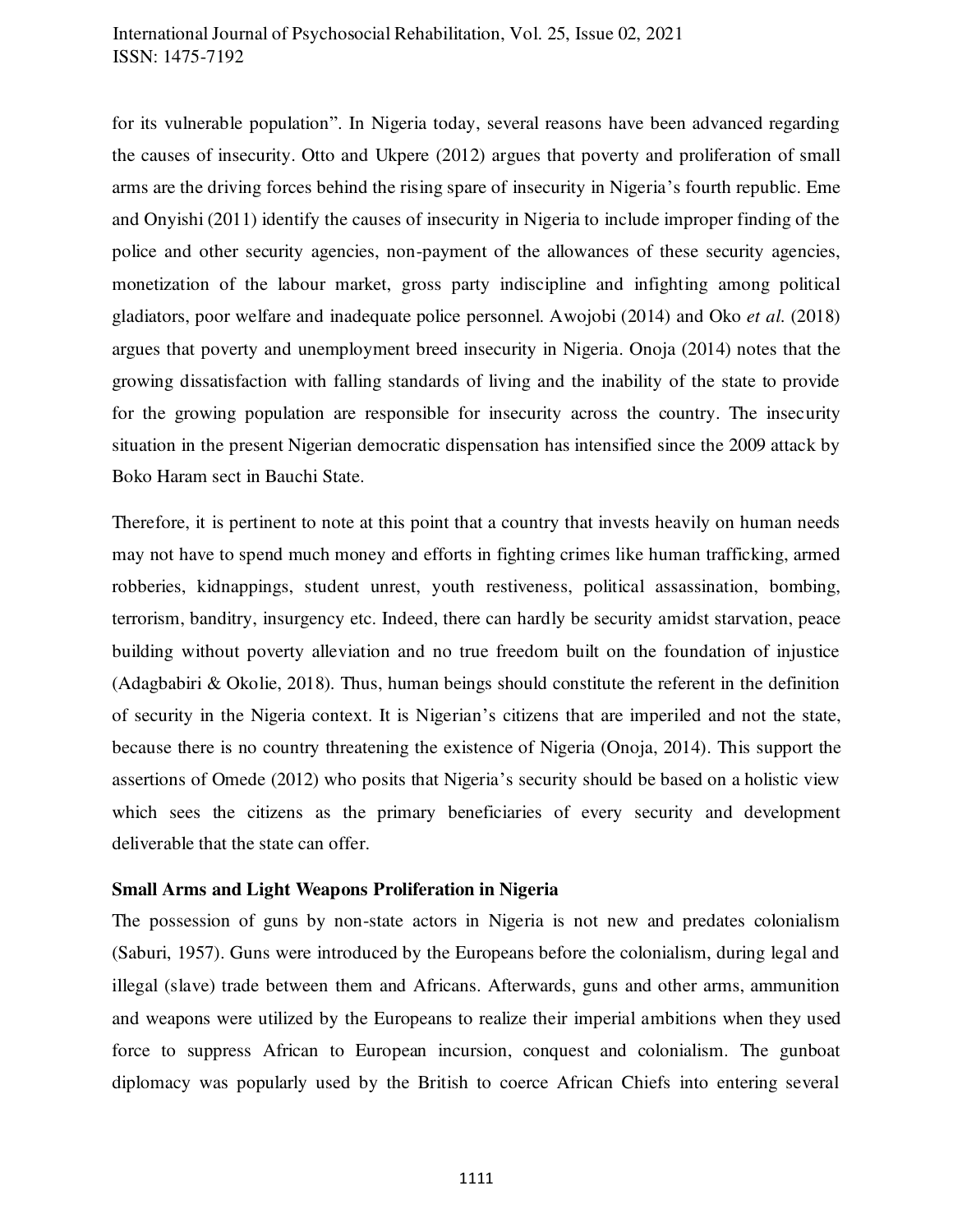for its vulnerable population". In Nigeria today, several reasons have been advanced regarding the causes of insecurity. Otto and Ukpere (2012) argues that poverty and proliferation of small arms are the driving forces behind the rising spare of insecurity in Nigeria's fourth republic. Eme and Onyishi (2011) identify the causes of insecurity in Nigeria to include improper finding of the police and other security agencies, non-payment of the allowances of these security agencies, monetization of the labour market, gross party indiscipline and infighting among political gladiators, poor welfare and inadequate police personnel. Awojobi (2014) and Oko *et al.* (2018) argues that poverty and unemployment breed insecurity in Nigeria. Onoja (2014) notes that the growing dissatisfaction with falling standards of living and the inability of the state to provide for the growing population are responsible for insecurity across the country. The insecurity situation in the present Nigerian democratic dispensation has intensified since the 2009 attack by Boko Haram sect in Bauchi State.

Therefore, it is pertinent to note at this point that a country that invests heavily on human needs may not have to spend much money and efforts in fighting crimes like human trafficking, armed robberies, kidnappings, student unrest, youth restiveness, political assassination, bombing, terrorism, banditry, insurgency etc. Indeed, there can hardly be security amidst starvation, peace building without poverty alleviation and no true freedom built on the foundation of injustice (Adagbabiri & Okolie, 2018). Thus, human beings should constitute the referent in the definition of security in the Nigeria context. It is Nigerian's citizens that are imperiled and not the state, because there is no country threatening the existence of Nigeria (Onoja, 2014). This support the assertions of Omede (2012) who posits that Nigeria's security should be based on a holistic view which sees the citizens as the primary beneficiaries of every security and development deliverable that the state can offer.

## Small Arms and Light Weapons Proliferation in Nigeria

The possession of guns by non-state actors in Nigeria is not new and predates colonialism (Saburi, 1957). Guns were introduced by the Europeans before the colonialism, during legal and illegal (slave) trade between them and Africans. Afterwards, guns and other arms, ammunition and weapons were utilized by the Europeans to realize their imperial ambitions when they used force to suppress African to European incursion, conquest and colonialism. The gunboat diplomacy was popularly used by the British to coerce African Chiefs into entering several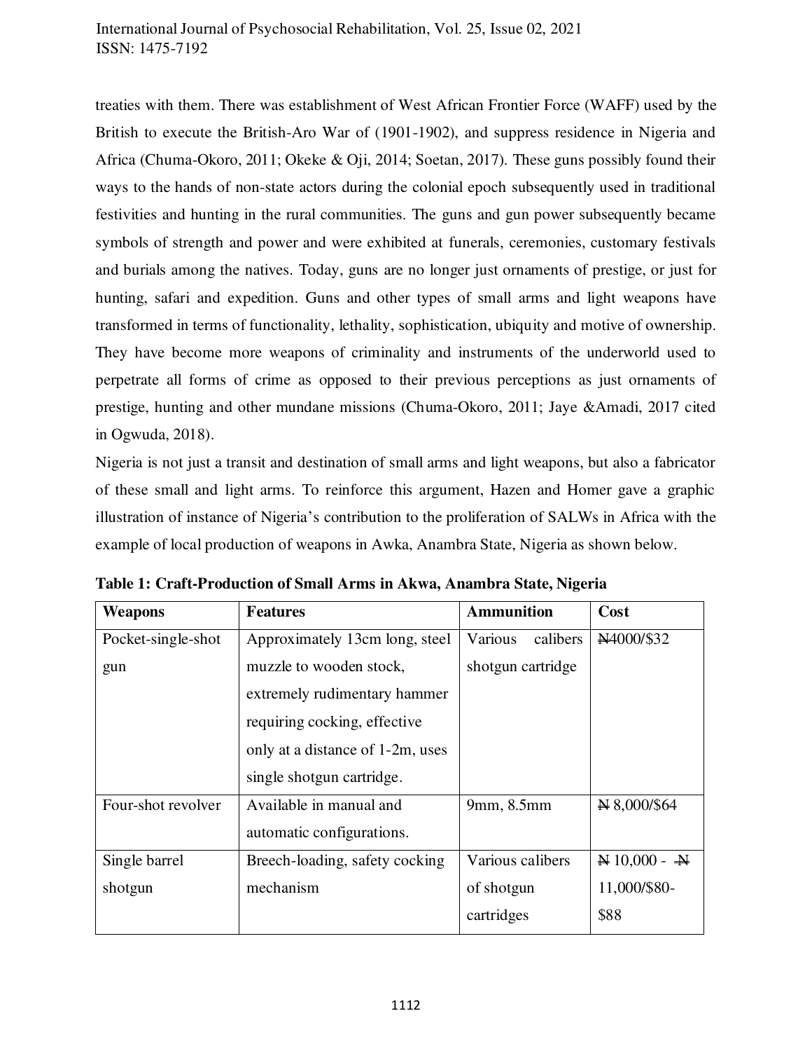treaties with them. There was establishment of West African Frontier Force (WAFF) used by the British to execute the British-Aro War of (1901-1902), and suppress residence in Nigeria and Africa (Chuma-Okoro, 2011; Okeke & Oji, 2014; Soetan, 2017). These guns possibly found their ways to the hands of non-state actors during the colonial epoch subsequently used in traditional festivities and hunting in the rural communities. The guns and gun power subsequently became symbols of strength and power and were exhibited at funerals, ceremonies, customary festivals and burials among the natives. Today, guns are no longer just ornaments of prestige, or just for hunting, safari and expedition. Guns and other types of small arms and light weapons have transformed in terms of functionality, lethality, sophistication, ubiquity and motive of ownership. They have become more weapons of criminality and instruments of the underworld used to perpetrate all forms of crime as opposed to their previous perceptions as just ornaments of prestige, hunting and other mundane missions (Chuma-Okoro, 2011; Jaye &Amadi, 2017 cited in Ogwuda, 2018).

Nigeria is not just a transit and destination of small arms and light weapons, but also a fabricator of these small and light arms. To reinforce this argument, Hazen and Homer gave a graphic illustration of instance of Nigeria's contribution to the proliferation of SALWs in Africa with the example of local production of weapons in Awka, Anambra State, Nigeria as shown below.

**Table 1: Craft-Production of Small Arms in Akwa, Anambra State, Nigeria**

| Weapons | Features | Ammunition | Cost |
|---|---|---|---|
| Pocket-single-shot gun | Approximately 13cm long, steel muzzle to wooden stock, extremely rudimentary hammer requiring cocking, effective only at a distance of 1-2m, uses single shotgun cartridge. | Various calibers shotgun cartridge | ₦4000/$32 |
| Four-shot revolver | Available in manual and automatic configurations. | 9mm, 8.5mm | ₦ 8,000/$64 |
| Single barrel shotgun | Breech-loading, safety cocking mechanism | Various calibers of shotgun cartridges | ₦ 10,000 - ₦ 11,000/$80-$88 |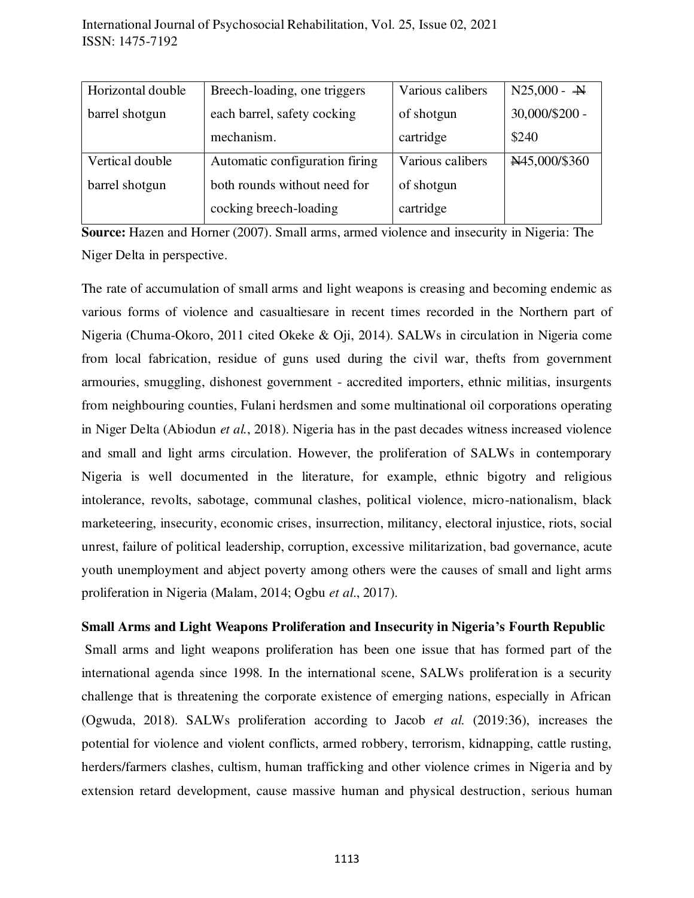| Horizontal double barrel shotgun | Breech-loading, one triggers each barrel, safety cocking mechanism. | Various calibers of shotgun cartridge | N25,000 - ₦ 30,000/$200 - $240 |
| --- | --- | --- | --- |
| Vertical double barrel shotgun | Automatic configuration firing both rounds without need for cocking breech-loading | Various calibers of shotgun cartridge | ₦45,000/$360 |

**Source:** Hazen and Horner (2007). Small arms, armed violence and insecurity in Nigeria: The Niger Delta in perspective.

The rate of accumulation of small arms and light weapons is creasing and becoming endemic as various forms of violence and casualtiesare in recent times recorded in the Northern part of Nigeria (Chuma-Okoro, 2011 cited Okeke & Oji, 2014). SALWs in circulation in Nigeria come from local fabrication, residue of guns used during the civil war, thefts from government armouries, smuggling, dishonest government - accredited importers, ethnic militias, insurgents from neighbouring counties, Fulani herdsmen and some multinational oil corporations operating in Niger Delta (Abiodun *et al.*, 2018). Nigeria has in the past decades witness increased violence and small and light arms circulation. However, the proliferation of SALWs in contemporary Nigeria is well documented in the literature, for example, ethnic bigotry and religious intolerance, revolts, sabotage, communal clashes, political violence, micro-nationalism, black marketeering, insecurity, economic crises, insurrection, militancy, electoral injustice, riots, social unrest, failure of political leadership, corruption, excessive militarization, bad governance, acute youth unemployment and abject poverty among others were the causes of small and light arms proliferation in Nigeria (Malam, 2014; Ogbu *et al.*, 2017).

**Small Arms and Light Weapons Proliferation and Insecurity in Nigeria's Fourth Republic**

Small arms and light weapons proliferation has been one issue that has formed part of the international agenda since 1998. In the international scene, SALWs proliferation is a security challenge that is threatening the corporate existence of emerging nations, especially in African (Ogwuda, 2018). SALWs proliferation according to Jacob *et al.* (2019:36), increases the potential for violence and violent conflicts, armed robbery, terrorism, kidnapping, cattle rusting, herders/farmers clashes, cultism, human trafficking and other violence crimes in Nigeria and by extension retard development, cause massive human and physical destruction, serious human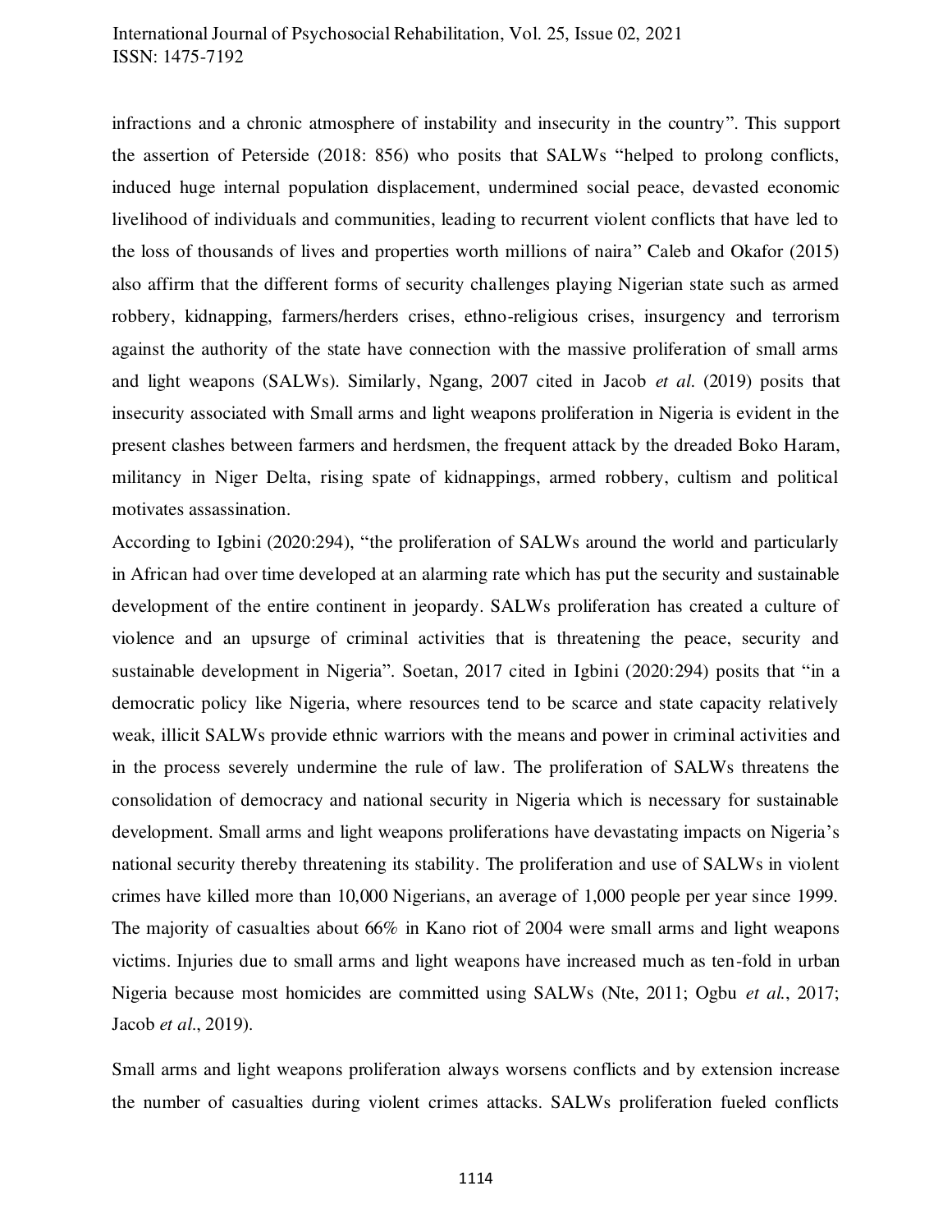infractions and a chronic atmosphere of instability and insecurity in the country". This support the assertion of Peterside (2018: 856) who posits that SALWs "helped to prolong conflicts, induced huge internal population displacement, undermined social peace, devasted economic livelihood of individuals and communities, leading to recurrent violent conflicts that have led to the loss of thousands of lives and properties worth millions of naira" Caleb and Okafor (2015) also affirm that the different forms of security challenges playing Nigerian state such as armed robbery, kidnapping, farmers/herders crises, ethno-religious crises, insurgency and terrorism against the authority of the state have connection with the massive proliferation of small arms and light weapons (SALWs). Similarly, Ngang, 2007 cited in Jacob *et al.* (2019) posits that insecurity associated with Small arms and light weapons proliferation in Nigeria is evident in the present clashes between farmers and herdsmen, the frequent attack by the dreaded Boko Haram, militancy in Niger Delta, rising spate of kidnappings, armed robbery, cultism and political motivates assassination.

According to Igbini (2020:294), "the proliferation of SALWs around the world and particularly in African had over time developed at an alarming rate which has put the security and sustainable development of the entire continent in jeopardy. SALWs proliferation has created a culture of violence and an upsurge of criminal activities that is threatening the peace, security and sustainable development in Nigeria". Soetan, 2017 cited in Igbini (2020:294) posits that "in a democratic policy like Nigeria, where resources tend to be scarce and state capacity relatively weak, illicit SALWs provide ethnic warriors with the means and power in criminal activities and in the process severely undermine the rule of law. The proliferation of SALWs threatens the consolidation of democracy and national security in Nigeria which is necessary for sustainable development. Small arms and light weapons proliferations have devastating impacts on Nigeria's national security thereby threatening its stability. The proliferation and use of SALWs in violent crimes have killed more than 10,000 Nigerians, an average of 1,000 people per year since 1999. The majority of casualties about 66% in Kano riot of 2004 were small arms and light weapons victims. Injuries due to small arms and light weapons have increased much as ten-fold in urban Nigeria because most homicides are committed using SALWs (Nte, 2011; Ogbu *et al.*, 2017; Jacob *et al.*, 2019).

Small arms and light weapons proliferation always worsens conflicts and by extension increase the number of casualties during violent crimes attacks. SALWs proliferation fueled conflicts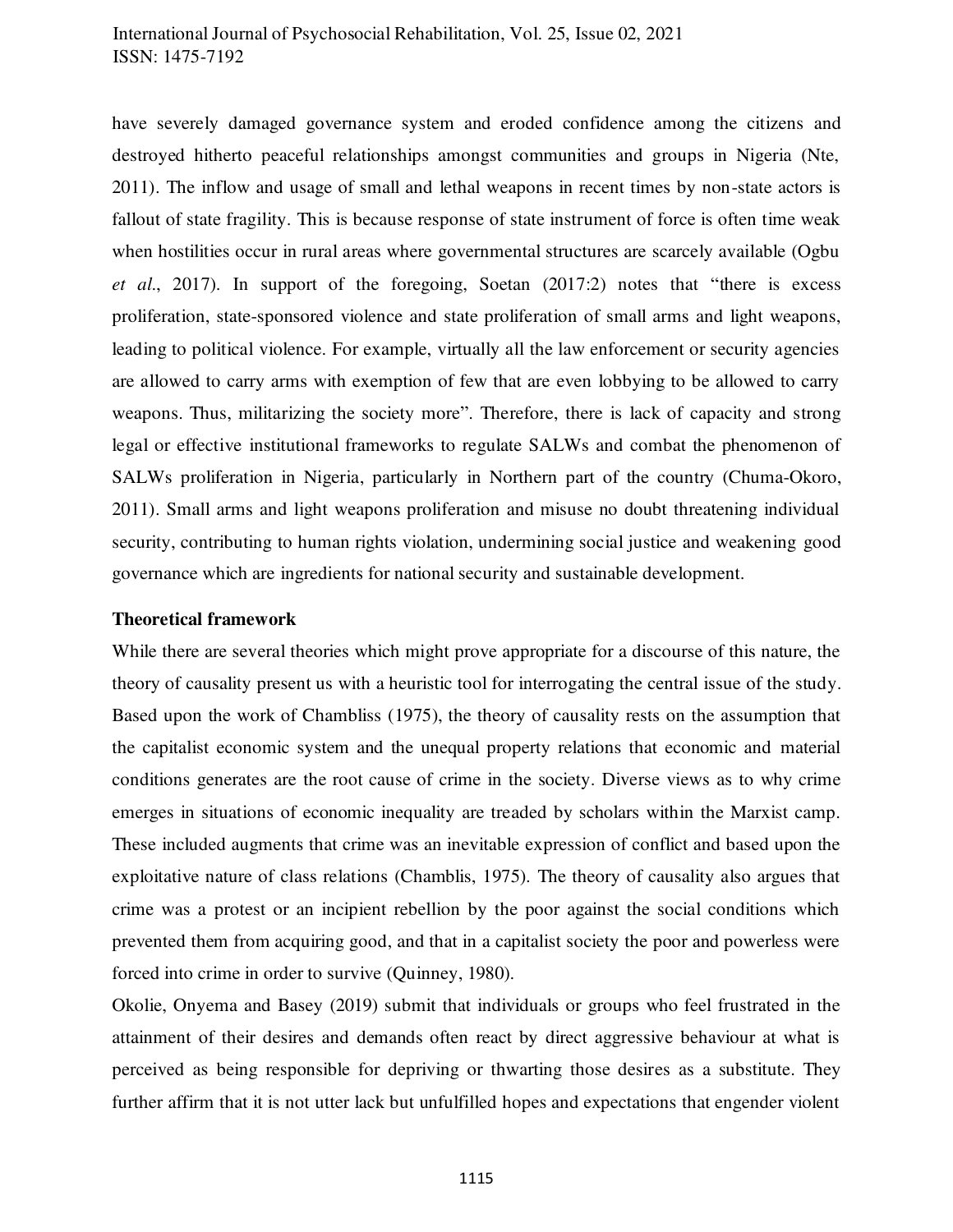have severely damaged governance system and eroded confidence among the citizens and destroyed hitherto peaceful relationships amongst communities and groups in Nigeria (Nte, 2011). The inflow and usage of small and lethal weapons in recent times by non-state actors is fallout of state fragility. This is because response of state instrument of force is often time weak when hostilities occur in rural areas where governmental structures are scarcely available (Ogbu *et al*., 2017). In support of the foregoing, Soetan (2017:2) notes that "there is excess proliferation, state-sponsored violence and state proliferation of small arms and light weapons, leading to political violence. For example, virtually all the law enforcement or security agencies are allowed to carry arms with exemption of few that are even lobbying to be allowed to carry weapons. Thus, militarizing the society more". Therefore, there is lack of capacity and strong legal or effective institutional frameworks to regulate SALWs and combat the phenomenon of SALWs proliferation in Nigeria, particularly in Northern part of the country (Chuma-Okoro, 2011). Small arms and light weapons proliferation and misuse no doubt threatening individual security, contributing to human rights violation, undermining social justice and weakening good governance which are ingredients for national security and sustainable development.

**Theoretical framework**

While there are several theories which might prove appropriate for a discourse of this nature, the theory of causality present us with a heuristic tool for interrogating the central issue of the study. Based upon the work of Chambliss (1975), the theory of causality rests on the assumption that the capitalist economic system and the unequal property relations that economic and material conditions generates are the root cause of crime in the society. Diverse views as to why crime emerges in situations of economic inequality are treaded by scholars within the Marxist camp. These included augments that crime was an inevitable expression of conflict and based upon the exploitative nature of class relations (Chamblis, 1975). The theory of causality also argues that crime was a protest or an incipient rebellion by the poor against the social conditions which prevented them from acquiring good, and that in a capitalist society the poor and powerless were forced into crime in order to survive (Quinney, 1980).

Okolie, Onyema and Basey (2019) submit that individuals or groups who feel frustrated in the attainment of their desires and demands often react by direct aggressive behaviour at what is perceived as being responsible for depriving or thwarting those desires as a substitute. They further affirm that it is not utter lack but unfulfilled hopes and expectations that engender violent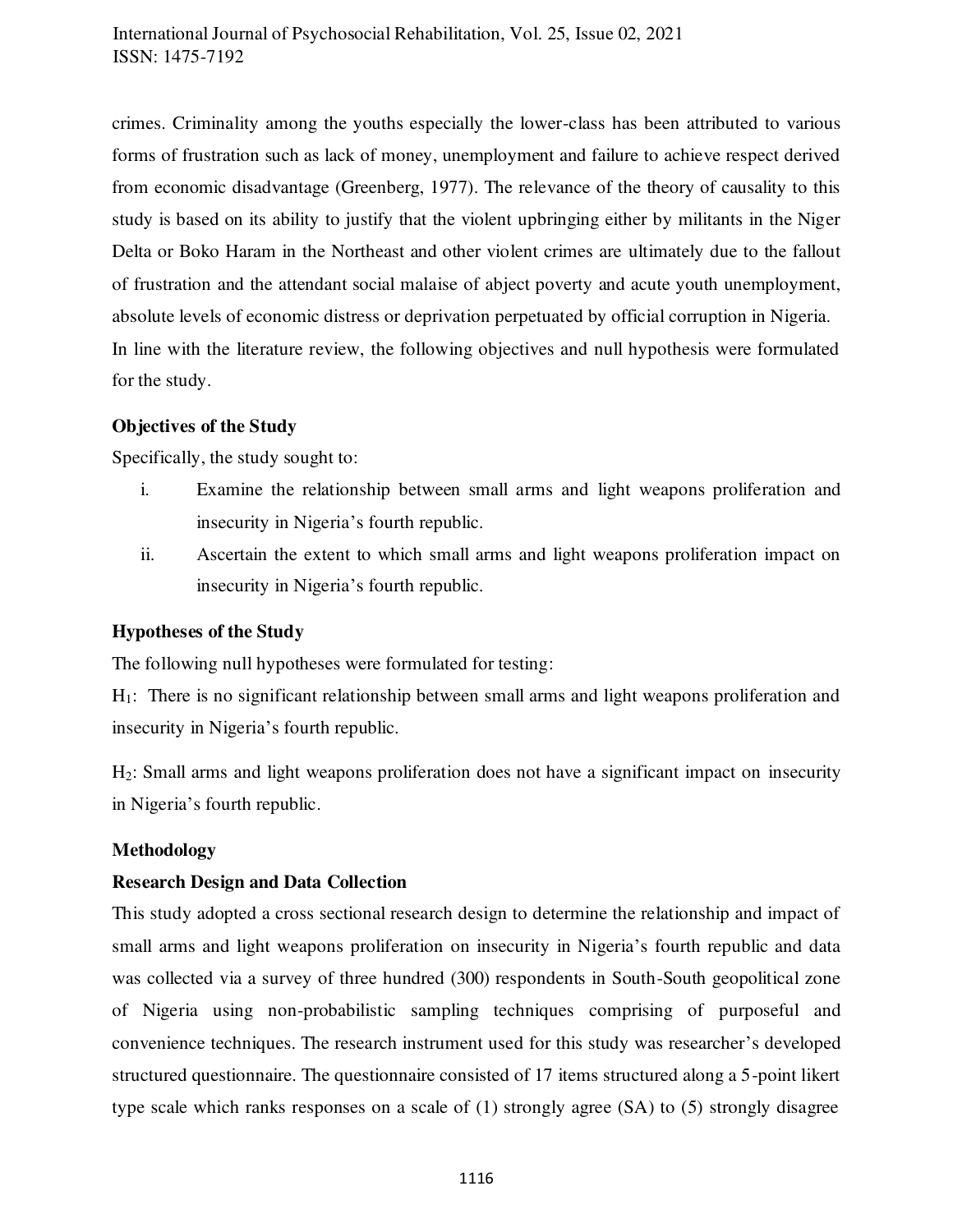crimes. Criminality among the youths especially the lower-class has been attributed to various forms of frustration such as lack of money, unemployment and failure to achieve respect derived from economic disadvantage (Greenberg, 1977). The relevance of the theory of causality to this study is based on its ability to justify that the violent upbringing either by militants in the Niger Delta or Boko Haram in the Northeast and other violent crimes are ultimately due to the fallout of frustration and the attendant social malaise of abject poverty and acute youth unemployment, absolute levels of economic distress or deprivation perpetuated by official corruption in Nigeria.
In line with the literature review, the following objectives and null hypothesis were formulated for the study.

**Objectives of the Study**

Specifically, the study sought to:

i. Examine the relationship between small arms and light weapons proliferation and insecurity in Nigeria's fourth republic.
ii. Ascertain the extent to which small arms and light weapons proliferation impact on insecurity in Nigeria's fourth republic.

**Hypotheses of the Study**

The following null hypotheses were formulated for testing:

$H_1$: There is no significant relationship between small arms and light weapons proliferation and insecurity in Nigeria's fourth republic.

$H_2$: Small arms and light weapons proliferation does not have a significant impact on insecurity in Nigeria's fourth republic.

**Methodology**

**Research Design and Data Collection**

This study adopted a cross sectional research design to determine the relationship and impact of small arms and light weapons proliferation on insecurity in Nigeria's fourth republic and data was collected via a survey of three hundred (300) respondents in South-South geopolitical zone of Nigeria using non-probabilistic sampling techniques comprising of purposeful and convenience techniques. The research instrument used for this study was researcher's developed structured questionnaire. The questionnaire consisted of 17 items structured along a 5-point likert type scale which ranks responses on a scale of (1) strongly agree (SA) to (5) strongly disagree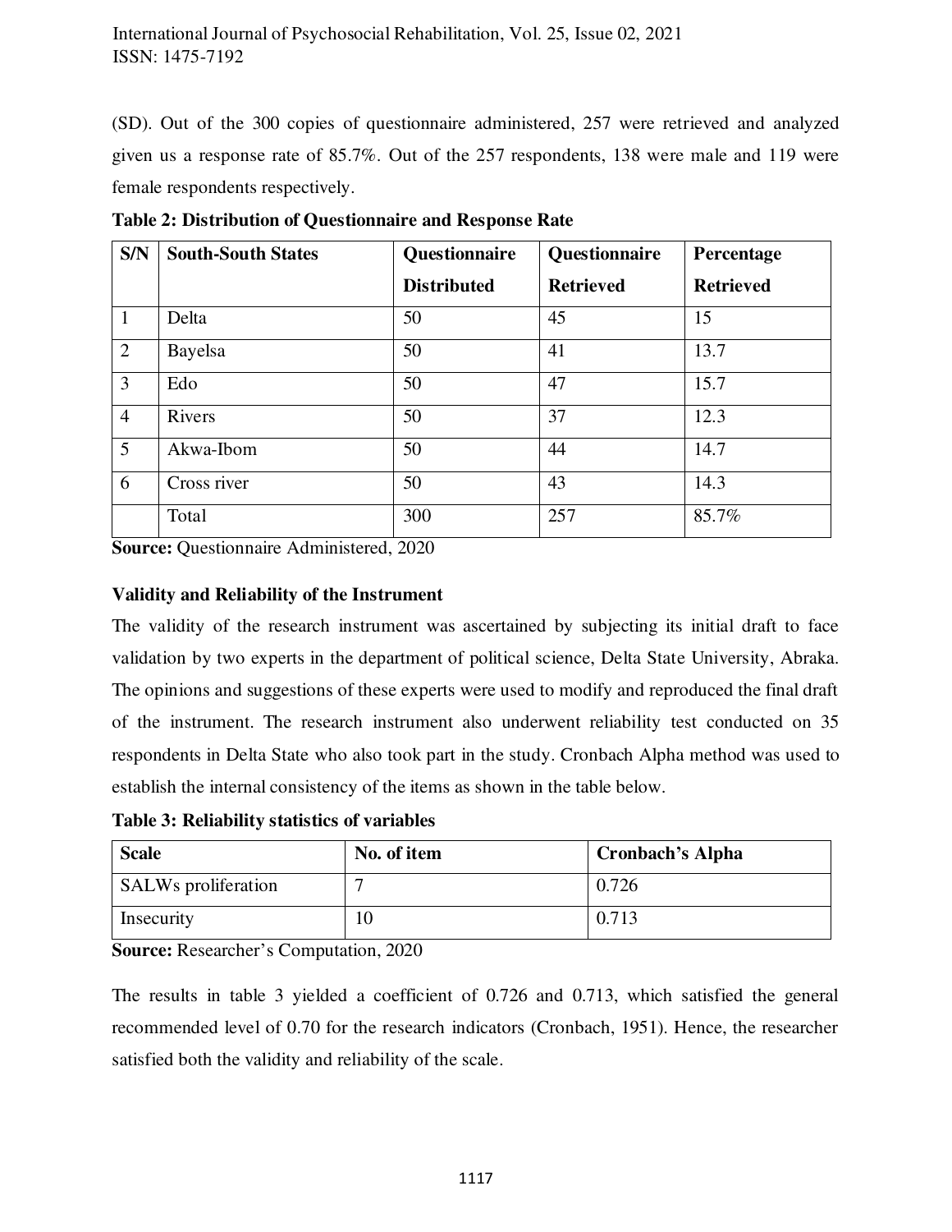(SD). Out of the 300 copies of questionnaire administered, 257 were retrieved and analyzed given us a response rate of 85.7%. Out of the 257 respondents, 138 were male and 119 were female respondents respectively.

**Table 2: Distribution of Questionnaire and Response Rate**

| S/N | South-South States | Questionnaire Distributed | Questionnaire Retrieved | Percentage Retrieved |
|---|---|---|---|---|
| 1 | Delta | 50 | 45 | 15 |
| 2 | Bayelsa | 50 | 41 | 13.7 |
| 3 | Edo | 50 | 47 | 15.7 |
| 4 | Rivers | 50 | 37 | 12.3 |
| 5 | Akwa-Ibom | 50 | 44 | 14.7 |
| 6 | Cross river | 50 | 43 | 14.3 |
| | Total | 300 | 257 | 85.7% |

**Source:** Questionnaire Administered, 2020

**Validity and Reliability of the Instrument**

The validity of the research instrument was ascertained by subjecting its initial draft to face validation by two experts in the department of political science, Delta State University, Abraka. The opinions and suggestions of these experts were used to modify and reproduced the final draft of the instrument. The research instrument also underwent reliability test conducted on 35 respondents in Delta State who also took part in the study. Cronbach Alpha method was used to establish the internal consistency of the items as shown in the table below.

**Table 3: Reliability statistics of variables**

| Scale | No. of item | Cronbach's Alpha |
|---|---|---|
| SALWs proliferation | 7 | 0.726 |
| Insecurity | 10 | 0.713 |

**Source:** Researcher's Computation, 2020

The results in table 3 yielded a coefficient of 0.726 and 0.713, which satisfied the general recommended level of 0.70 for the research indicators (Cronbach, 1951). Hence, the researcher satisfied both the validity and reliability of the scale.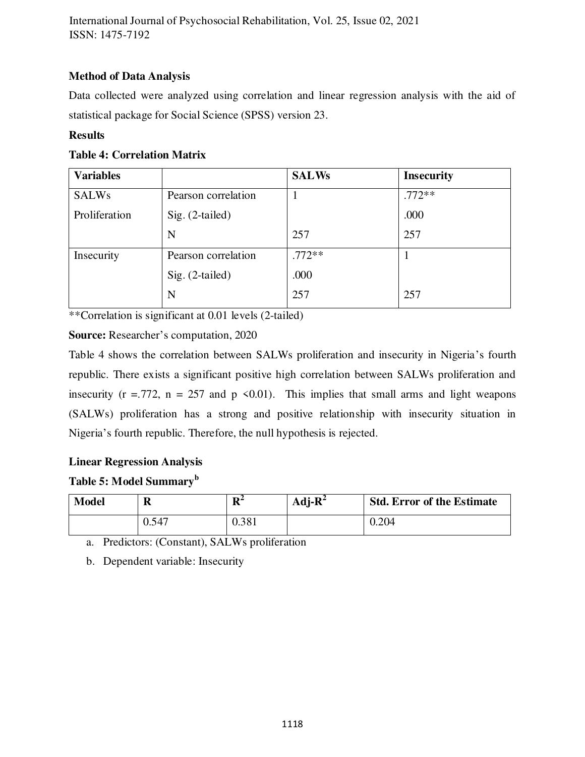**Method of Data Analysis**

Data collected were analyzed using correlation and linear regression analysis with the aid of statistical package for Social Science (SPSS) version 23.

**Results**

**Table 4: Correlation Matrix**

| Variables | | SALWs | Insecurity |
|---|---|---|---|
| SALWs Proliferation | Pearson correlation | 1 | .772** |
| | Sig. (2-tailed) | | .000 |
| | N | 257 | 257 |
| Insecurity | Pearson correlation | .772** | 1 |
| | Sig. (2-tailed) | .000 | |
| | N | 257 | 257 |

**Correlation is significant at 0.01 levels (2-tailed)

**Source:** Researcher's computation, 2020

Table 4 shows the correlation between SALWs proliferation and insecurity in Nigeria's fourth republic. There exists a significant positive high correlation between SALWs proliferation and insecurity ($r = .772$, $n = 257$ and $p < 0.01$). This implies that small arms and light weapons (SALWs) proliferation has a strong and positive relationship with insecurity situation in Nigeria's fourth republic. Therefore, the null hypothesis is rejected.

**Linear Regression Analysis**

**Table 5: Model Summary[b]**

| Model | R | $R^2$ | Adj-$R^2$ | Std. Error of the Estimate |
|---|---|---|---|---|
| | 0.547 | 0.381 | | 0.204 |

a. Predictors: (Constant), SALWs proliferation

b. Dependent variable: Insecurity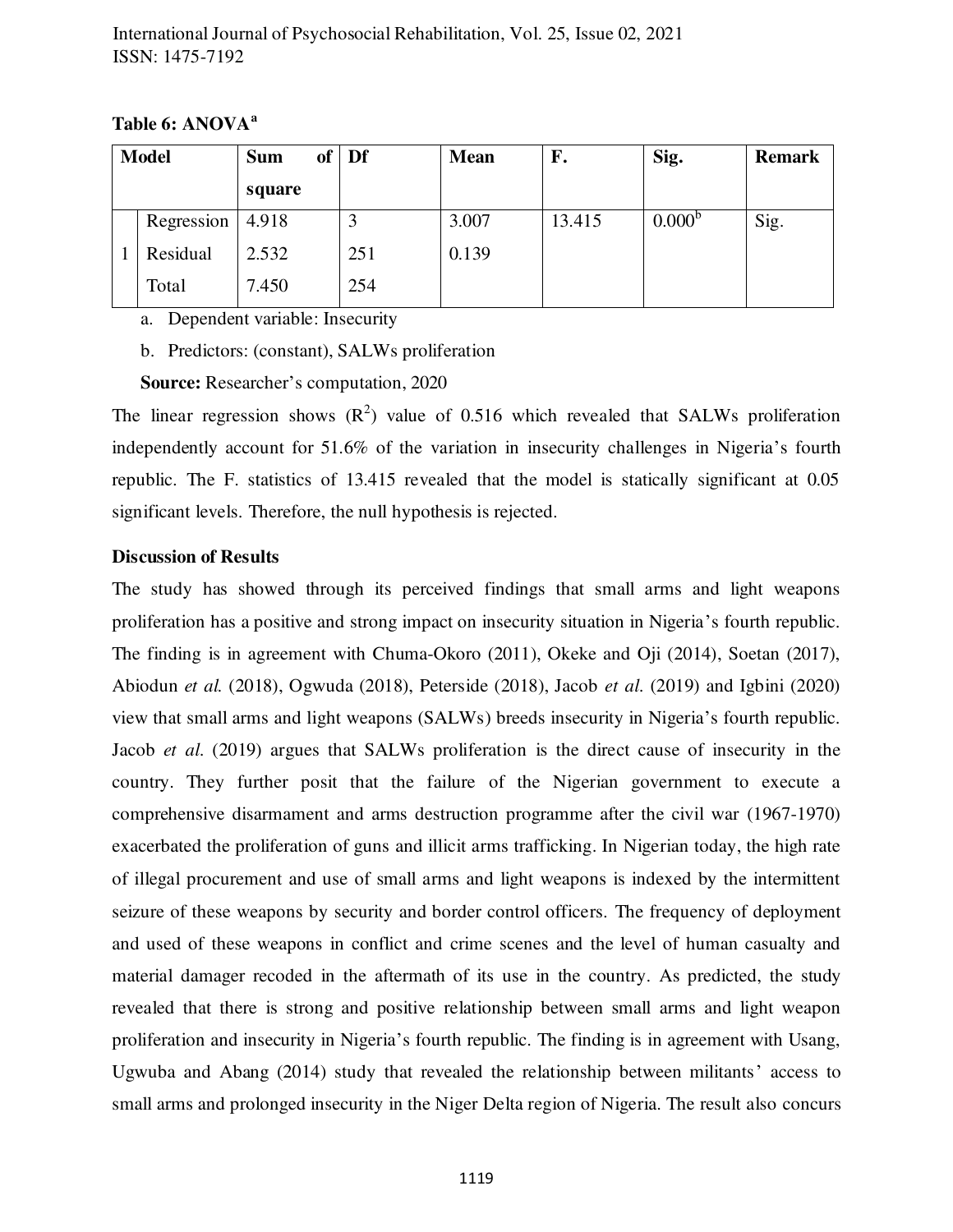**Table 6: ANOVA[a]**

| Model | | Sum of square | Df | Mean | F. | Sig. | Remark |
|---|---|---|---|---|---|---|---|
| 1 | Regression | 4.918 | 3 | 3.007 | 13.415 | 0.000[b] | Sig. |
| | Residual | 2.532 | 251 | 0.139 | | | |
| | Total | 7.450 | 254 | | | | |

a. Dependent variable: Insecurity

b. Predictors: (constant), SALWs proliferation

**Source:** Researcher's computation, 2020

The linear regression shows ($R^2$) value of 0.516 which revealed that SALWs proliferation independently account for 51.6% of the variation in insecurity challenges in Nigeria's fourth republic. The F. statistics of 13.415 revealed that the model is statically significant at 0.05 significant levels. Therefore, the null hypothesis is rejected.

**Discussion of Results**

The study has showed through its perceived findings that small arms and light weapons proliferation has a positive and strong impact on insecurity situation in Nigeria's fourth republic. The finding is in agreement with Chuma-Okoro (2011), Okeke and Oji (2014), Soetan (2017), Abiodun *et al.* (2018), Ogwuda (2018), Peterside (2018), Jacob *et al.* (2019) and Igbini (2020) view that small arms and light weapons (SALWs) breeds insecurity in Nigeria's fourth republic. Jacob *et al.* (2019) argues that SALWs proliferation is the direct cause of insecurity in the country. They further posit that the failure of the Nigerian government to execute a comprehensive disarmament and arms destruction programme after the civil war (1967-1970) exacerbated the proliferation of guns and illicit arms trafficking. In Nigerian today, the high rate of illegal procurement and use of small arms and light weapons is indexed by the intermittent seizure of these weapons by security and border control officers. The frequency of deployment and used of these weapons in conflict and crime scenes and the level of human casualty and material damager recoded in the aftermath of its use in the country. As predicted, the study revealed that there is strong and positive relationship between small arms and light weapon proliferation and insecurity in Nigeria's fourth republic. The finding is in agreement with Usang, Ugwuba and Abang (2014) study that revealed the relationship between militants' access to small arms and prolonged insecurity in the Niger Delta region of Nigeria. The result also concurs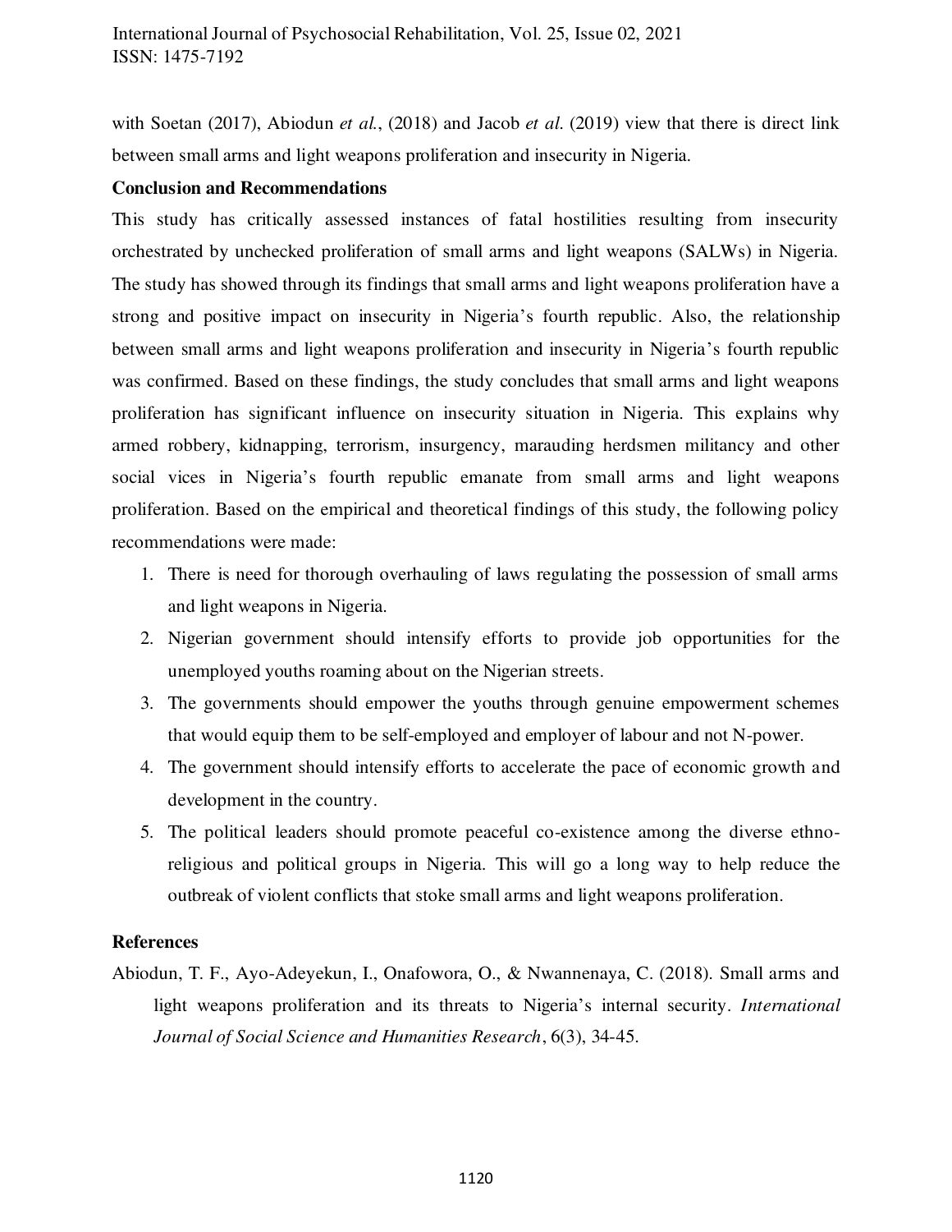with Soetan (2017), Abiodun *et al.*, (2018) and Jacob *et al.* (2019) view that there is direct link between small arms and light weapons proliferation and insecurity in Nigeria.

## Conclusion and Recommendations

This study has critically assessed instances of fatal hostilities resulting from insecurity orchestrated by unchecked proliferation of small arms and light weapons (SALWs) in Nigeria. The study has showed through its findings that small arms and light weapons proliferation have a strong and positive impact on insecurity in Nigeria's fourth republic. Also, the relationship between small arms and light weapons proliferation and insecurity in Nigeria's fourth republic was confirmed. Based on these findings, the study concludes that small arms and light weapons proliferation has significant influence on insecurity situation in Nigeria. This explains why armed robbery, kidnapping, terrorism, insurgency, marauding herdsmen militancy and other social vices in Nigeria's fourth republic emanate from small arms and light weapons proliferation. Based on the empirical and theoretical findings of this study, the following policy recommendations were made:

1. There is need for thorough overhauling of laws regulating the possession of small arms and light weapons in Nigeria.
2. Nigerian government should intensify efforts to provide job opportunities for the unemployed youths roaming about on the Nigerian streets.
3. The governments should empower the youths through genuine empowerment schemes that would equip them to be self-employed and employer of labour and not N-power.
4. The government should intensify efforts to accelerate the pace of economic growth and development in the country.
5. The political leaders should promote peaceful co-existence among the diverse ethno-religious and political groups in Nigeria. This will go a long way to help reduce the outbreak of violent conflicts that stoke small arms and light weapons proliferation.

## References

Abiodun, T. F., Ayo-Adeyekun, I., Onafowora, O., & Nwannenaya, C. (2018). Small arms and light weapons proliferation and its threats to Nigeria's internal security. *International Journal of Social Science and Humanities Research*, 6(3), 34-45.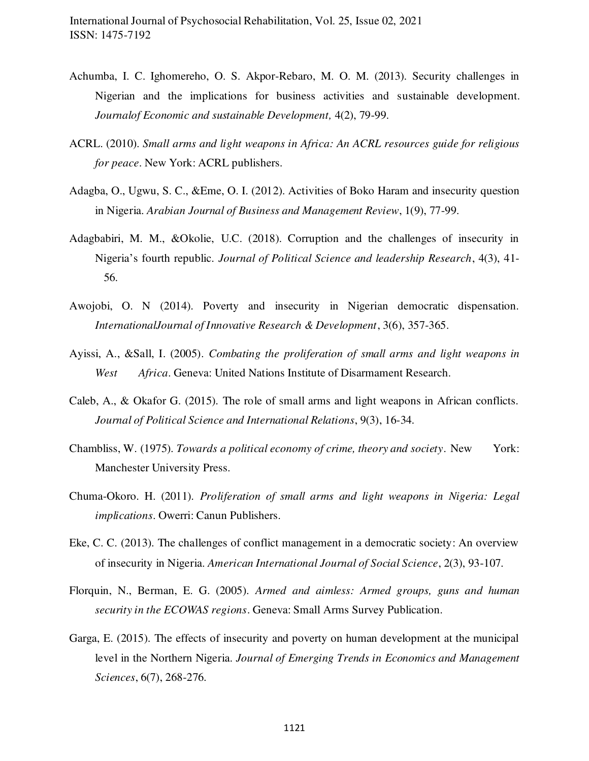Achumba, I. C. Ighomereho, O. S. Akpor-Rebaro, M. O. M. (2013). Security challenges in Nigerian and the implications for business activities and sustainable development. *Journalof Economic and sustainable Development,* 4(2), 79-99.

ACRL. (2010). *Small arms and light weapons in Africa: An ACRL resources guide for religious for peace*. New York: ACRL publishers.

Adagba, O., Ugwu, S. C., &Eme, O. I. (2012). Activities of Boko Haram and insecurity question in Nigeria. *Arabian Journal of Business and Management Review*, 1(9), 77-99.

Adagbabiri, M. M., &Okolie, U.C. (2018). Corruption and the challenges of insecurity in Nigeria's fourth republic. *Journal of Political Science and leadership Research*, 4(3), 41-56.

Awojobi, O. N (2014). Poverty and insecurity in Nigerian democratic dispensation. *InternationalJournal of Innovative Research & Development*, 3(6), 357-365.

Ayissi, A., &Sall, I. (2005). *Combating the proliferation of small arms and light weapons in West Africa*. Geneva: United Nations Institute of Disarmament Research.

Caleb, A., & Okafor G. (2015). The role of small arms and light weapons in African conflicts. *Journal of Political Science and International Relations*, 9(3), 16-34.

Chambliss, W. (1975). *Towards a political economy of crime, theory and society*. New York: Manchester University Press.

Chuma-Okoro. H. (2011). *Proliferation of small arms and light weapons in Nigeria: Legal implications*. Owerri: Canun Publishers.

Eke, C. C. (2013). The challenges of conflict management in a democratic society: An overview of insecurity in Nigeria. *American International Journal of Social Science*, 2(3), 93-107.

Florquin, N., Berman, E. G. (2005). *Armed and aimless: Armed groups, guns and human security in the ECOWAS regions*. Geneva: Small Arms Survey Publication.

Garga, E. (2015). The effects of insecurity and poverty on human development at the municipal level in the Northern Nigeria. *Journal of Emerging Trends in Economics and Management Sciences*, 6(7), 268-276.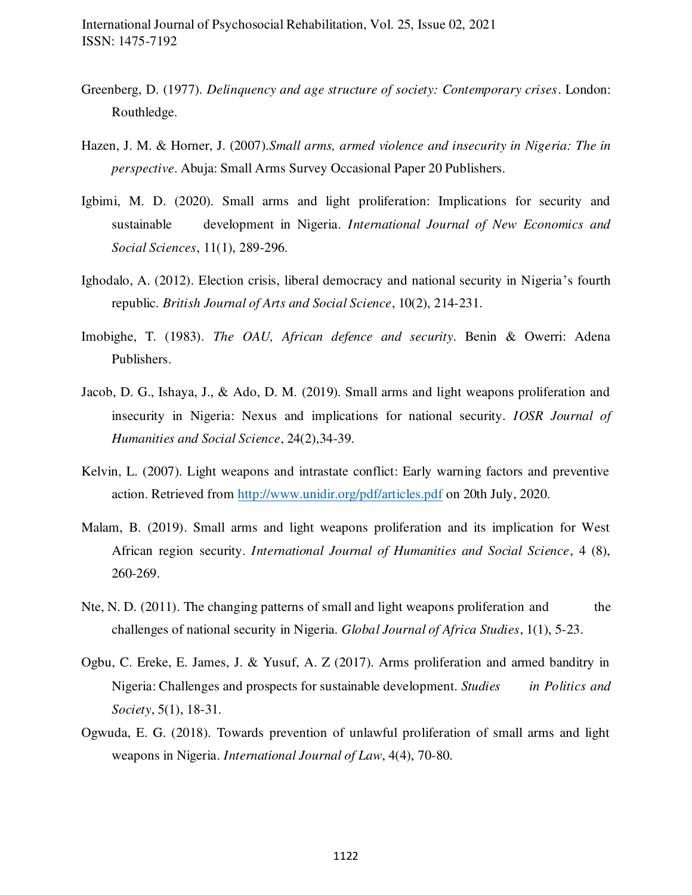Greenberg, D. (1977). *Delinquency and age structure of society: Contemporary crises*. London: Routhledge.

Hazen, J. M. & Horner, J. (2007).*Small arms, armed violence and insecurity in Nigeria: The in perspective*. Abuja: Small Arms Survey Occasional Paper 20 Publishers.

Igbimi, M. D. (2020). Small arms and light proliferation: Implications for security and sustainable development in Nigeria. *International Journal of New Economics and Social Sciences*, 11(1), 289-296.

Ighodalo, A. (2012). Election crisis, liberal democracy and national security in Nigeria's fourth republic. *British Journal of Arts and Social Science*, 10(2), 214-231.

Imobighe, T. (1983). *The OAU, African defence and security*. Benin & Owerri: Adena Publishers.

Jacob, D. G., Ishaya, J., & Ado, D. M. (2019). Small arms and light weapons proliferation and insecurity in Nigeria: Nexus and implications for national security. *IOSR Journal of Humanities and Social Science*, 24(2),34-39.

Kelvin, L. (2007). Light weapons and intrastate conflict: Early warning factors and preventive action. Retrieved from http://www.unidir.org/pdf/articles.pdf on 20th July, 2020.

Malam, B. (2019). Small arms and light weapons proliferation and its implication for West African region security. *International Journal of Humanities and Social Science*, 4 (8), 260-269.

Nte, N. D. (2011). The changing patterns of small and light weapons proliferation and the challenges of national security in Nigeria. *Global Journal of Africa Studies*, 1(1), 5-23.

Ogbu, C. Ereke, E. James, J. & Yusuf, A. Z (2017). Arms proliferation and armed banditry in Nigeria: Challenges and prospects for sustainable development. *Studies in Politics and Society*, 5(1), 18-31.

Ogwuda, E. G. (2018). Towards prevention of unlawful proliferation of small arms and light weapons in Nigeria. *International Journal of Law*, 4(4), 70-80.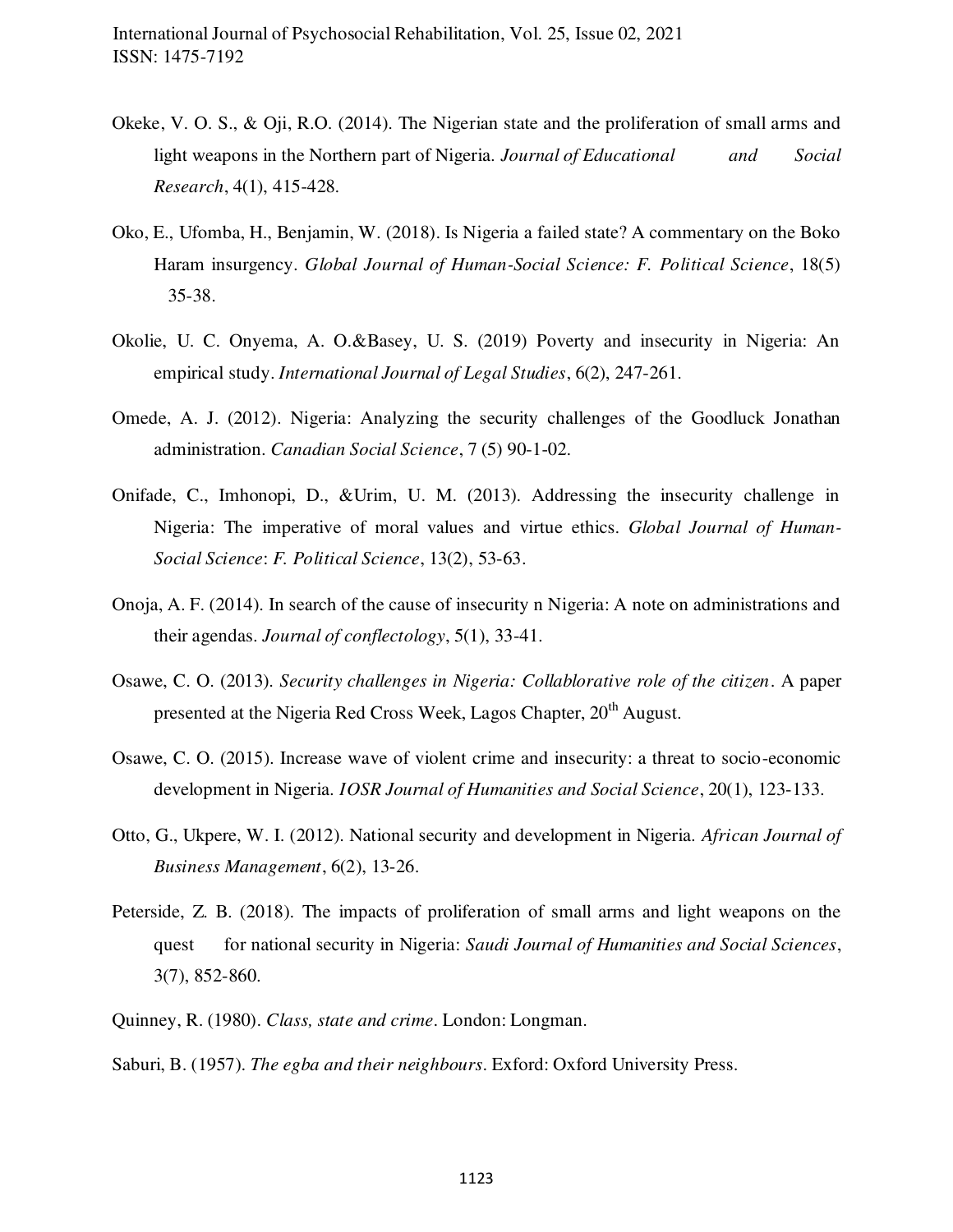Okeke, V. O. S., & Oji, R.O. (2014). The Nigerian state and the proliferation of small arms and light weapons in the Northern part of Nigeria. *Journal of Educational and Social Research*, 4(1), 415-428.

Oko, E., Ufomba, H., Benjamin, W. (2018). Is Nigeria a failed state? A commentary on the Boko Haram insurgency. *Global Journal of Human-Social Science: F. Political Science*, 18(5) 35-38.

Okolie, U. C. Onyema, A. O.&Basey, U. S. (2019) Poverty and insecurity in Nigeria: An empirical study. *International Journal of Legal Studies*, 6(2), 247-261.

Omede, A. J. (2012). Nigeria: Analyzing the security challenges of the Goodluck Jonathan administration. *Canadian Social Science*, 7 (5) 90-1-02.

Onifade, C., Imhonopi, D., &Urim, U. M. (2013). Addressing the insecurity challenge in Nigeria: The imperative of moral values and virtue ethics. *Global Journal of Human-Social Science*: *F. Political Science*, 13(2), 53-63.

Onoja, A. F. (2014). In search of the cause of insecurity n Nigeria: A note on administrations and their agendas. *Journal of conflectology*, 5(1), 33-41.

Osawe, C. O. (2013). *Security challenges in Nigeria: Collablorative role of the citizen*. A paper presented at the Nigeria Red Cross Week, Lagos Chapter, 20th August.

Osawe, C. O. (2015). Increase wave of violent crime and insecurity: a threat to socio-economic development in Nigeria. *IOSR Journal of Humanities and Social Science*, 20(1), 123-133.

Otto, G., Ukpere, W. I. (2012). National security and development in Nigeria. *African Journal of Business Management*, 6(2), 13-26.

Peterside, Z. B. (2018). The impacts of proliferation of small arms and light weapons on the quest for national security in Nigeria: *Saudi Journal of Humanities and Social Sciences*, 3(7), 852-860.

Quinney, R. (1980). *Class, state and crime*. London: Longman.

Saburi, B. (1957). *The egba and their neighbours*. Exford: Oxford University Press.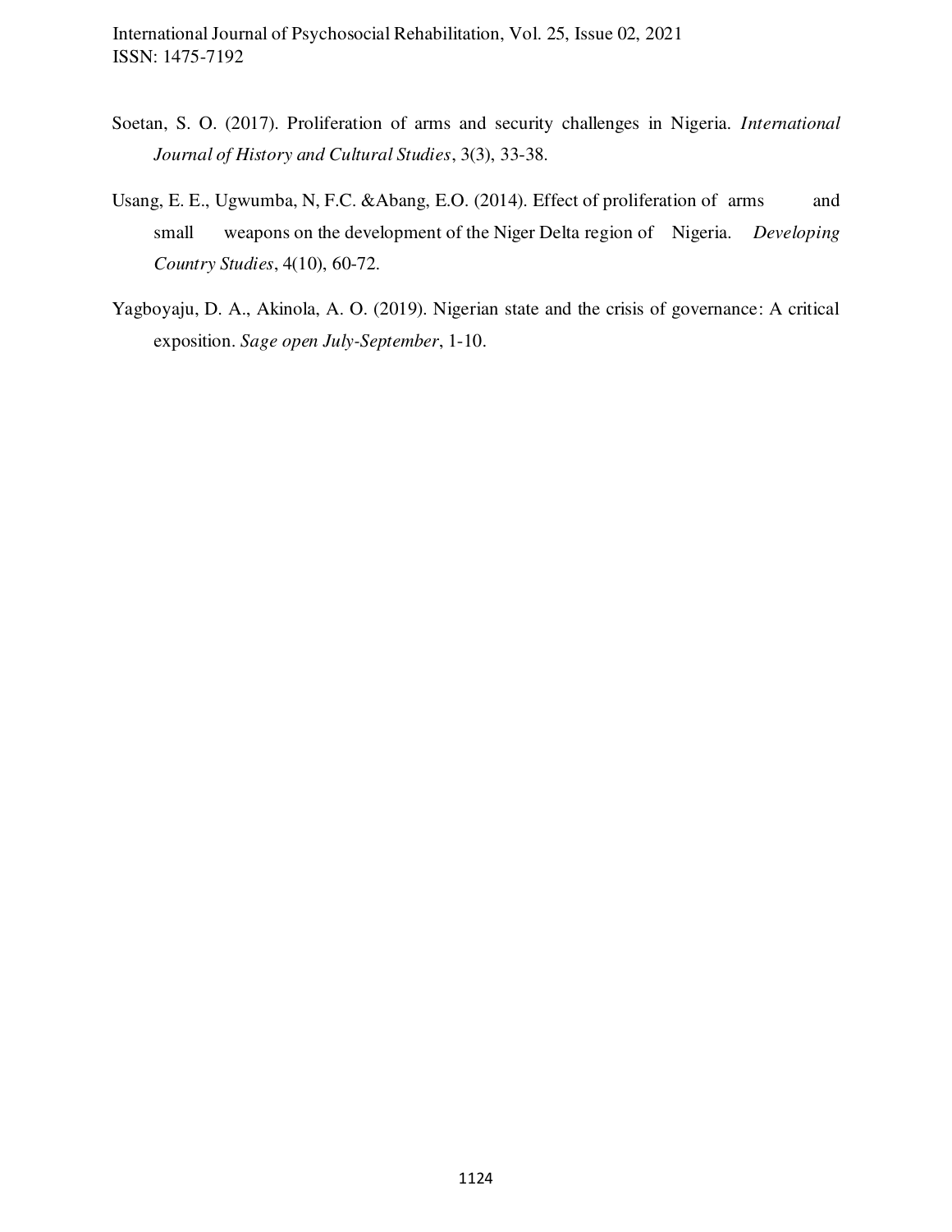Soetan, S. O. (2017). Proliferation of arms and security challenges in Nigeria. *International Journal of History and Cultural Studies*, 3(3), 33-38.

Usang, E. E., Ugwumba, N, F.C. &Abang, E.O. (2014). Effect of proliferation of arms and small weapons on the development of the Niger Delta region of Nigeria. *Developing Country Studies*, 4(10), 60-72.

Yagboyaju, D. A., Akinola, A. O. (2019). Nigerian state and the crisis of governance: A critical exposition. *Sage open July-September*, 1-10.